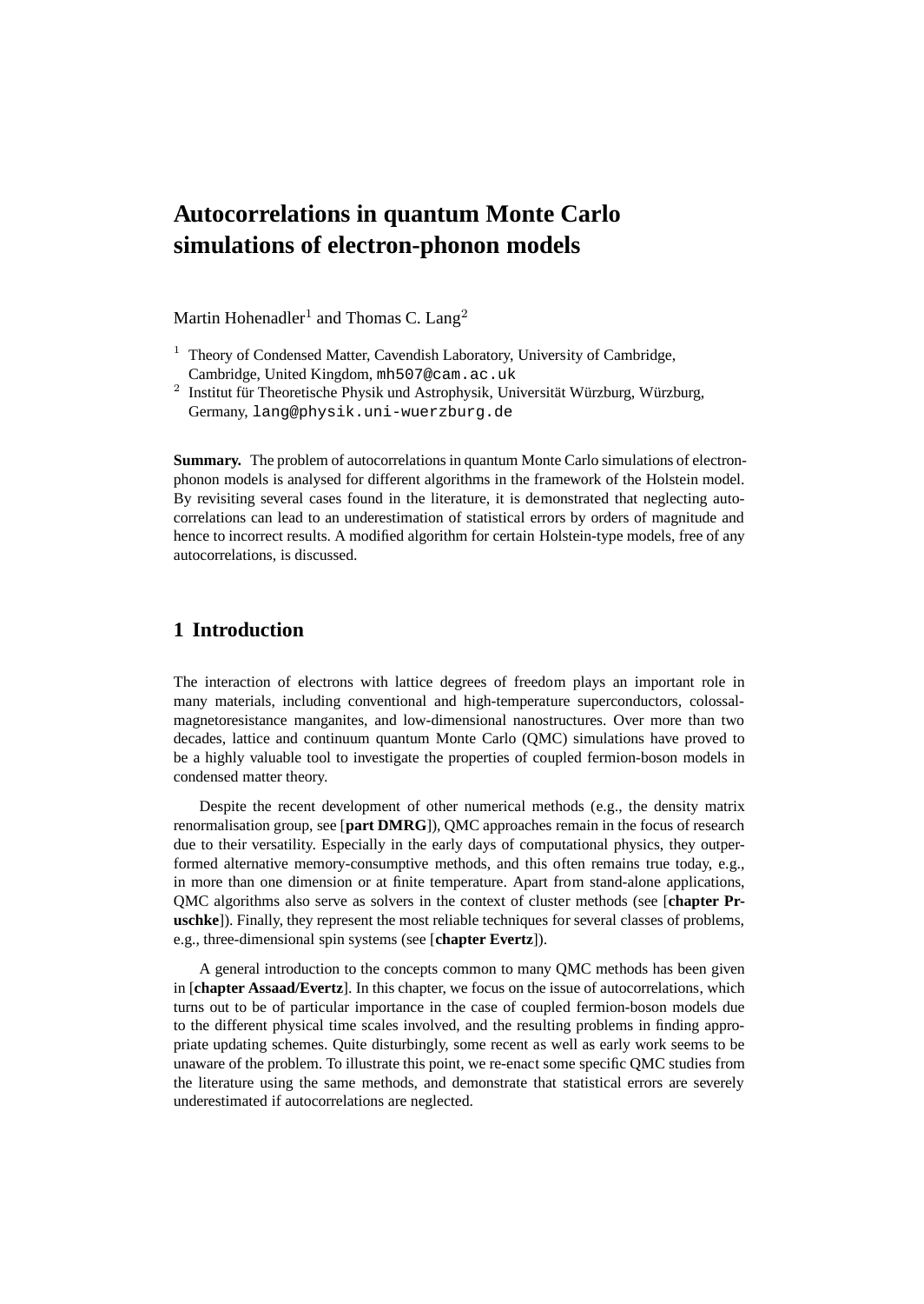# Autocorrelations in quantum Monte Carlo simulations of electron-phonon models

Martin Hohenadler[1] and Thomas C. Lang[2]

[1] Theory of Condensed Matter, Cavendish Laboratory, University of Cambridge, Cambridge, United Kingdom, mh507@cam.ac.uk

[2] Institut für Theoretische Physik und Astrophysik, Universität Würzburg, Würzburg, Germany, lang@physik.uni-wuerzburg.de

**Summary.** The problem of autocorrelations in quantum Monte Carlo simulations of electron-phonon models is analysed for different algorithms in the framework of the Holstein model. By revisiting several cases found in the literature, it is demonstrated that neglecting autocorrelations can lead to an underestimation of statistical errors by orders of magnitude and hence to incorrect results. A modified algorithm for certain Holstein-type models, free of any autocorrelations, is discussed.

## 1 Introduction

The interaction of electrons with lattice degrees of freedom plays an important role in many materials, including conventional and high-temperature superconductors, colossal-magnetoresistance manganites, and low-dimensional nanostructures. Over more than two decades, lattice and continuum quantum Monte Carlo (QMC) simulations have proved to be a highly valuable tool to investigate the properties of coupled fermion-boson models in condensed matter theory.

Despite the recent development of other numerical methods (e.g., the density matrix renormalisation group, see [**part DMRG**]), QMC approaches remain in the focus of research due to their versatility. Especially in the early days of computational physics, they outperformed alternative memory-consumptive methods, and this often remains true today, e.g., in more than one dimension or at finite temperature. Apart from stand-alone applications, QMC algorithms also serve as solvers in the context of cluster methods (see [**chapter Pruschke**]). Finally, they represent the most reliable techniques for several classes of problems, e.g., three-dimensional spin systems (see [**chapter Evertz**]).

A general introduction to the concepts common to many QMC methods has been given in [**chapter Assaad/Evertz**]. In this chapter, we focus on the issue of autocorrelations, which turns out to be of particular importance in the case of coupled fermion-boson models due to the different physical time scales involved, and the resulting problems in finding appropriate updating schemes. Quite disturbingly, some recent as well as early work seems to be unaware of the problem. To illustrate this point, we re-enact some specific QMC studies from the literature using the same methods, and demonstrate that statistical errors are severely underestimated if autocorrelations are neglected.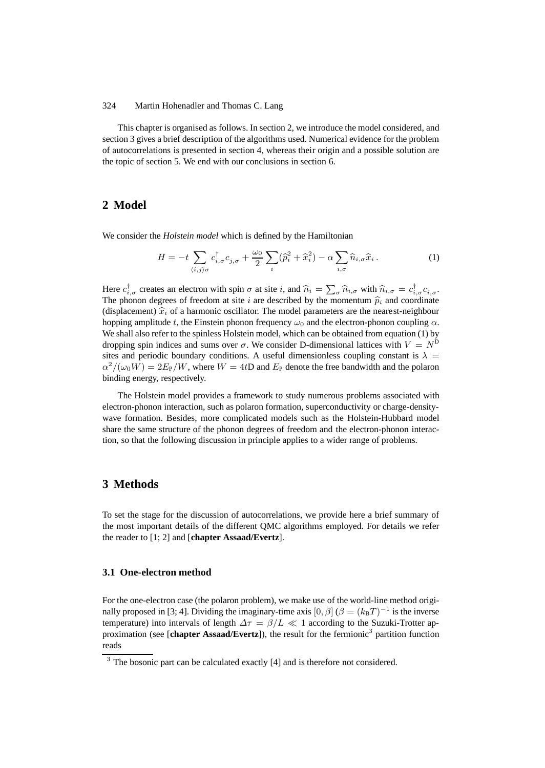This chapter is organised as follows. In section 2, we introduce the model considered, and section 3 gives a brief description of the algorithms used. Numerical evidence for the problem of autocorrelations is presented in section 4, whereas their origin and a possible solution are the topic of section 5. We end with our conclusions in section 6.

## 2 Model

We consider the *Holstein model* which is defined by the Hamiltonian

$$H = -t \sum_{\langle i,j \rangle \sigma} c^\dagger_{i,\sigma} c_{j,\sigma} + \frac{\omega_0}{2} \sum_i (\hat{p}_i^2 + \hat{x}_i^2) - \alpha \sum_{i,\sigma} \hat{n}_{i,\sigma} \hat{x}_i \,. \tag{1}$$

Here $c^\dagger_{i,\sigma}$ creates an electron with spin $\sigma$ at site $i$, and $\hat{n}_i = \sum_\sigma \hat{n}_{i,\sigma}$ with $\hat{n}_{i,\sigma} = c^\dagger_{i,\sigma} c_{i,\sigma}$. The phonon degrees of freedom at site $i$ are described by the momentum $\hat{p}_i$ and coordinate (displacement) $\hat{x}_i$ of a harmonic oscillator. The model parameters are the nearest-neighbour hopping amplitude $t$, the Einstein phonon frequency $\omega_0$ and the electron-phonon coupling $\alpha$. We shall also refer to the spinless Holstein model, which can be obtained from equation (1) by dropping spin indices and sums over $\sigma$. We consider D-dimensional lattices with $V = N^{\mathrm{D}}$ sites and periodic boundary conditions. A useful dimensionless coupling constant is $\lambda = \alpha^2/(\omega_0 W) = 2E_{\mathrm{P}}/W$, where $W = 4t\mathrm{D}$ and $E_{\mathrm{P}}$ denote the free bandwidth and the polaron binding energy, respectively.

The Holstein model provides a framework to study numerous problems associated with electron-phonon interaction, such as polaron formation, superconductivity or charge-density-wave formation. Besides, more complicated models such as the Holstein-Hubbard model share the same structure of the phonon degrees of freedom and the electron-phonon interaction, so that the following discussion in principle applies to a wider range of problems.

## 3 Methods

To set the stage for the discussion of autocorrelations, we provide here a brief summary of the most important details of the different QMC algorithms employed. For details we refer the reader to [1; 2] and [**chapter Assaad/Evertz**].

### 3.1 One-electron method

For the one-electron case (the polaron problem), we make use of the world-line method originally proposed in [3; 4]. Dividing the imaginary-time axis $[0, \beta]$ ($\beta = (k_{\mathrm{B}}T)^{-1}$ is the inverse temperature) into intervals of length $\Delta\tau = \beta/L \ll 1$ according to the Suzuki-Trotter approximation (see [**chapter Assaad/Evertz**]), the result for the fermionic[3] partition function reads

[3] The bosonic part can be calculated exactly [4] and is therefore not considered.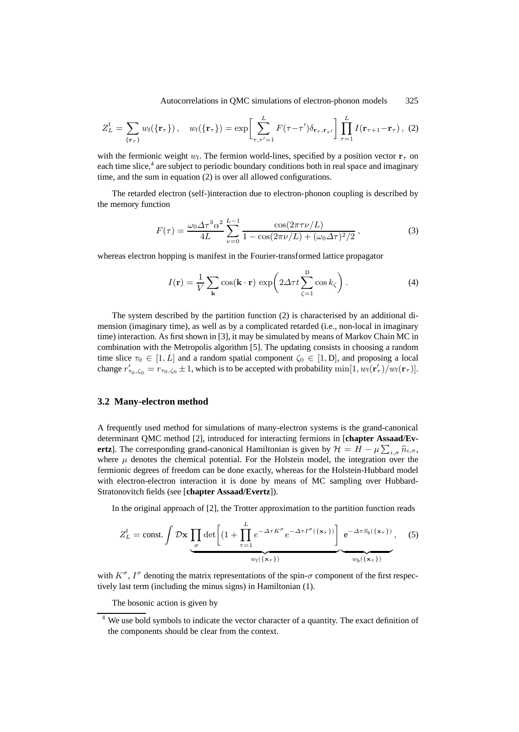$$Z_L^{\mathrm{f}} = \sum_{\{\mathbf{r}_\tau\}} w_{\mathrm{f}}(\{\mathbf{r}_\tau\}) \,, \quad w_{\mathrm{f}}(\{\mathbf{r}_\tau\}) = \exp\bigg[\sum_{\tau,\tau'=1}^{L} F(\tau-\tau')\delta_{\mathbf{r}_\tau,\mathbf{r}_{\tau'}}\bigg] \prod_{\tau=1}^{L} I(\mathbf{r}_{\tau+1}-\mathbf{r}_\tau) \,, \quad (2)$$

with the fermionic weight $w_{\mathrm{f}}$. The fermion world-lines, specified by a position vector $\mathbf{r}_\tau$ on each time slice,[4] are subject to periodic boundary conditions both in real space and imaginary time, and the sum in equation (2) is over all allowed configurations.

The retarded electron (self-)interaction due to electron-phonon coupling is described by the memory function

$$F(\tau) = \frac{\omega_0 \varDelta\tau^3 \alpha^2}{4L} \sum_{\nu=0}^{L-1} \frac{\cos(2\pi\tau\nu/L)}{1-\cos(2\pi\nu/L)+(\omega_0\varDelta\tau)^2/2} \,, \tag{3}$$

whereas electron hopping is manifest in the Fourier-transformed lattice propagator

$$I(\mathbf{r}) = \frac{1}{V}\sum_{\mathbf{k}} \cos(\mathbf{k}\cdot\mathbf{r}) \, \exp\bigg(2\varDelta\tau t \sum_{\zeta=1}^{\mathrm{D}} \cos k_\zeta\bigg) \,. \tag{4}$$

The system described by the partition function (2) is characterised by an additional dimension (imaginary time), as well as by a complicated retarded (i.e., non-local in imaginary time) interaction. As first shown in [3], it may be simulated by means of Markov Chain MC in combination with the Metropolis algorithm [5]. The updating consists in choosing a random time slice $\tau_0 \in [1, L]$ and a random spatial component $\zeta_0 \in [1, \mathrm{D}]$, and proposing a local change $r'_{\tau_0,\zeta_0} = r_{\tau_0,\zeta_0} \pm 1$, which is to be accepted with probability $\min[1, w_{\mathrm{f}}(\mathbf{r}'_\tau)/w_{\mathrm{f}}(\mathbf{r}_\tau)]$.

### 3.2 Many-electron method

A frequently used method for simulations of many-electron systems is the grand-canonical determinant QMC method [2], introduced for interacting fermions in [**chapter Assaad/Evertz**]. The corresponding grand-canonical Hamiltonian is given by $\mathcal{H} = H - \mu\sum_{i,\sigma}\widehat{n}_{i,\sigma}$, where $\mu$ denotes the chemical potential. For the Holstein model, the integration over the fermionic degrees of freedom can be done exactly, whereas for the Holstein-Hubbard model with electron-electron interaction it is done by means of MC sampling over Hubbard-Stratonovitch fields (see [**chapter Assaad/Evertz**]).

In the original approach of [2], the Trotter approximation to the partition function reads

$$Z_L^{\mathrm{f}} = \text{const.} \int \mathcal{D}\mathbf{x} \underbrace{\prod_\sigma \det\bigg[(1+\prod_{\tau=1}^{L} e^{-\varDelta\tau K^\sigma} e^{-\varDelta\tau I^\sigma(\{\mathbf{x}_\tau\})}\bigg]}_{w_{\mathrm{f}}(\{\mathbf{x}_\tau\})} \underbrace{\mathrm{e}^{-\varDelta\tau S_{\mathrm{b}}(\{\mathbf{x}_\tau\})}}_{w_{\mathrm{b}}(\{\mathbf{x}_\tau\})} \,, \tag{5}$$

with $K^\sigma$, $I^\sigma$ denoting the matrix representations of the spin-$\sigma$ component of the first respectively last term (including the minus signs) in Hamiltonian (1).

The bosonic action is given by

[4] We use bold symbols to indicate the vector character of a quantity. The exact definition of the components should be clear from the context.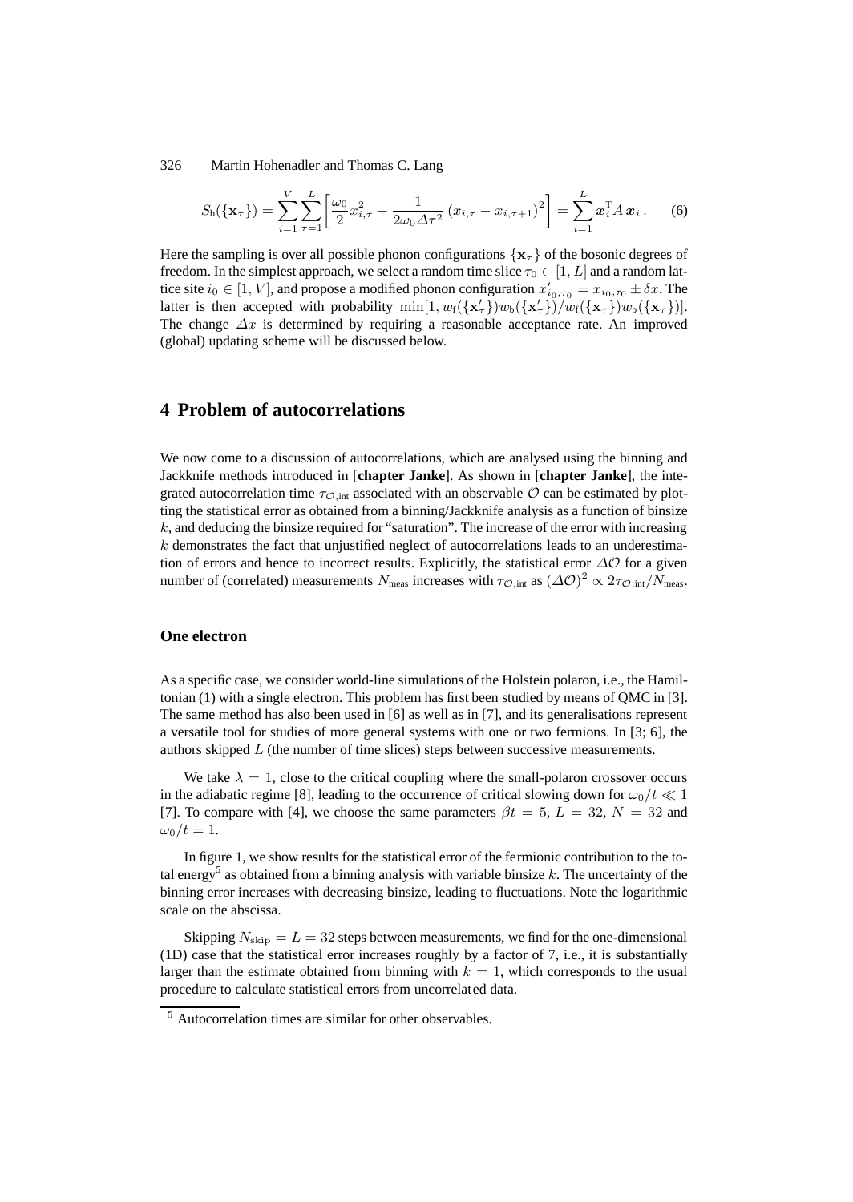$$S_{\mathrm{b}}(\{\mathbf{x}_\tau\}) = \sum_{i=1}^{V}\sum_{\tau=1}^{L}\left[\frac{\omega_0}{2}x_{i,\tau}^2 + \frac{1}{2\omega_0 \Delta\tau^2}\left(x_{i,\tau}-x_{i,\tau+1}\right)^2\right] = \sum_{i=1}^{L}\boldsymbol{x}_i^{\mathrm{T}} A\,\boldsymbol{x}_i\,. \tag{6}$$

Here the sampling is over all possible phonon configurations $\{\mathbf{x}_\tau\}$ of the bosonic degrees of freedom. In the simplest approach, we select a random time slice $\tau_0 \in [1, L]$ and a random lattice site $i_0 \in [1, V]$, and propose a modified phonon configuration $x'_{i_0,\tau_0} = x_{i_0,\tau_0} \pm \delta x$. The latter is then accepted with probability $\min[1, w_{\mathrm{f}}(\{\mathbf{x}'_\tau\})w_{\mathrm{b}}(\{\mathbf{x}'_\tau\})/w_{\mathrm{f}}(\{\mathbf{x}_\tau\})w_{\mathrm{b}}(\{\mathbf{x}_\tau\})]$. The change $\Delta x$ is determined by requiring a reasonable acceptance rate. An improved (global) updating scheme will be discussed below.

## 4 Problem of autocorrelations

We now come to a discussion of autocorrelations, which are analysed using the binning and Jackknife methods introduced in [**chapter Janke**]. As shown in [**chapter Janke**], the integrated autocorrelation time $\tau_{\mathcal{O},\mathrm{int}}$ associated with an observable $\mathcal{O}$ can be estimated by plotting the statistical error as obtained from a binning/Jackknife analysis as a function of binsize $k$, and deducing the binsize required for "saturation". The increase of the error with increasing $k$ demonstrates the fact that unjustified neglect of autocorrelations leads to an underestimation of errors and hence to incorrect results. Explicitly, the statistical error $\Delta\mathcal{O}$ for a given number of (correlated) measurements $N_{\mathrm{meas}}$ increases with $\tau_{\mathcal{O},\mathrm{int}}$ as $(\Delta\mathcal{O})^2 \propto 2\tau_{\mathcal{O},\mathrm{int}}/N_{\mathrm{meas}}$.

### One electron

As a specific case, we consider world-line simulations of the Holstein polaron, i.e., the Hamiltonian (1) with a single electron. This problem has first been studied by means of QMC in [3]. The same method has also been used in [6] as well as in [7], and its generalisations represent a versatile tool for studies of more general systems with one or two fermions. In [3; 6], the authors skipped $L$ (the number of time slices) steps between successive measurements.

We take $\lambda = 1$, close to the critical coupling where the small-polaron crossover occurs in the adiabatic regime [8], leading to the occurrence of critical slowing down for $\omega_0/t \ll 1$ [7]. To compare with [4], we choose the same parameters $\beta t = 5$, $L = 32$, $N = 32$ and $\omega_0/t = 1$.

In figure 1, we show results for the statistical error of the fermionic contribution to the total energy[5] as obtained from a binning analysis with variable binsize $k$. The uncertainty of the binning error increases with decreasing binsize, leading to fluctuations. Note the logarithmic scale on the abscissa.

Skipping $N_{\mathrm{skip}} = L = 32$ steps between measurements, we find for the one-dimensional (1D) case that the statistical error increases roughly by a factor of 7, i.e., it is substantially larger than the estimate obtained from binning with $k = 1$, which corresponds to the usual procedure to calculate statistical errors from uncorrelated data.

[5] Autocorrelation times are similar for other observables.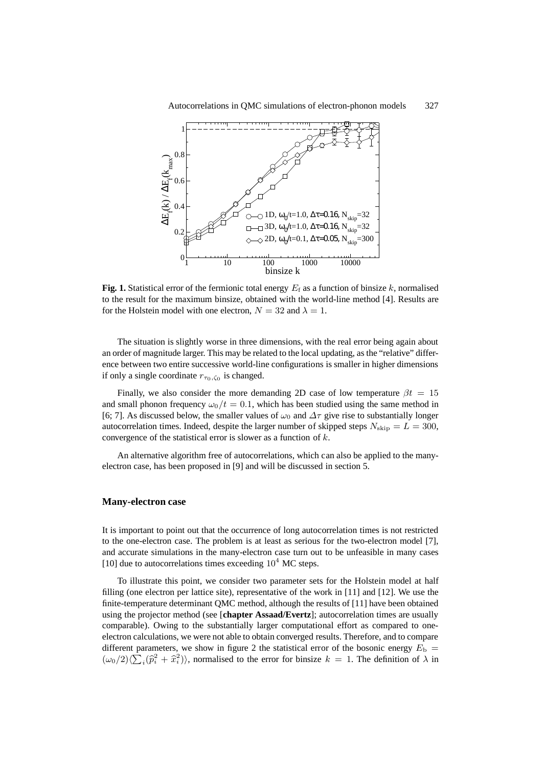**Fig. 1.** Statistical error of the fermionic total energy $E_{\mathrm{f}}$ as a function of binsize $k$, normalised to the result for the maximum binsize, obtained with the world-line method [4]. Results are for the Holstein model with one electron, $N = 32$ and $\lambda = 1$.

The situation is slightly worse in three dimensions, with the real error being again about an order of magnitude larger. This may be related to the local updating, as the "relative" difference between two entire successive world-line configurations is smaller in higher dimensions if only a single coordinate $r_{\tau_0,\zeta_0}$ is changed.

Finally, we also consider the more demanding 2D case of low temperature $\beta t = 15$ and small phonon frequency $\omega_0/t = 0.1$, which has been studied using the same method in [6; 7]. As discussed below, the smaller values of $\omega_0$ and $\Delta\tau$ give rise to substantially longer autocorrelation times. Indeed, despite the larger number of skipped steps $N_{\mathrm{skip}} = L = 300$, convergence of the statistical error is slower as a function of $k$.

An alternative algorithm free of autocorrelations, which can also be applied to the many-electron case, has been proposed in [9] and will be discussed in section 5.

### Many-electron case

It is important to point out that the occurrence of long autocorrelation times is not restricted to the one-electron case. The problem is at least as serious for the two-electron model [7], and accurate simulations in the many-electron case turn out to be unfeasible in many cases [10] due to autocorrelations times exceeding $10^4$ MC steps.

To illustrate this point, we consider two parameter sets for the Holstein model at half filling (one electron per lattice site), representative of the work in [11] and [12]. We use the finite-temperature determinant QMC method, although the results of [11] have been obtained using the projector method (see [**chapter Assaad/Evertz**]; autocorrelation times are usually comparable). Owing to the substantially larger computational effort as compared to one-electron calculations, we were not able to obtain converged results. Therefore, and to compare different parameters, we show in figure 2 the statistical error of the bosonic energy $E_{\mathrm{b}} = (\omega_0/2)\langle\sum_i(\hat{p}_i^2 + \hat{x}_i^2)\rangle$, normalised to the error for binsize $k = 1$. The definition of $\lambda$ in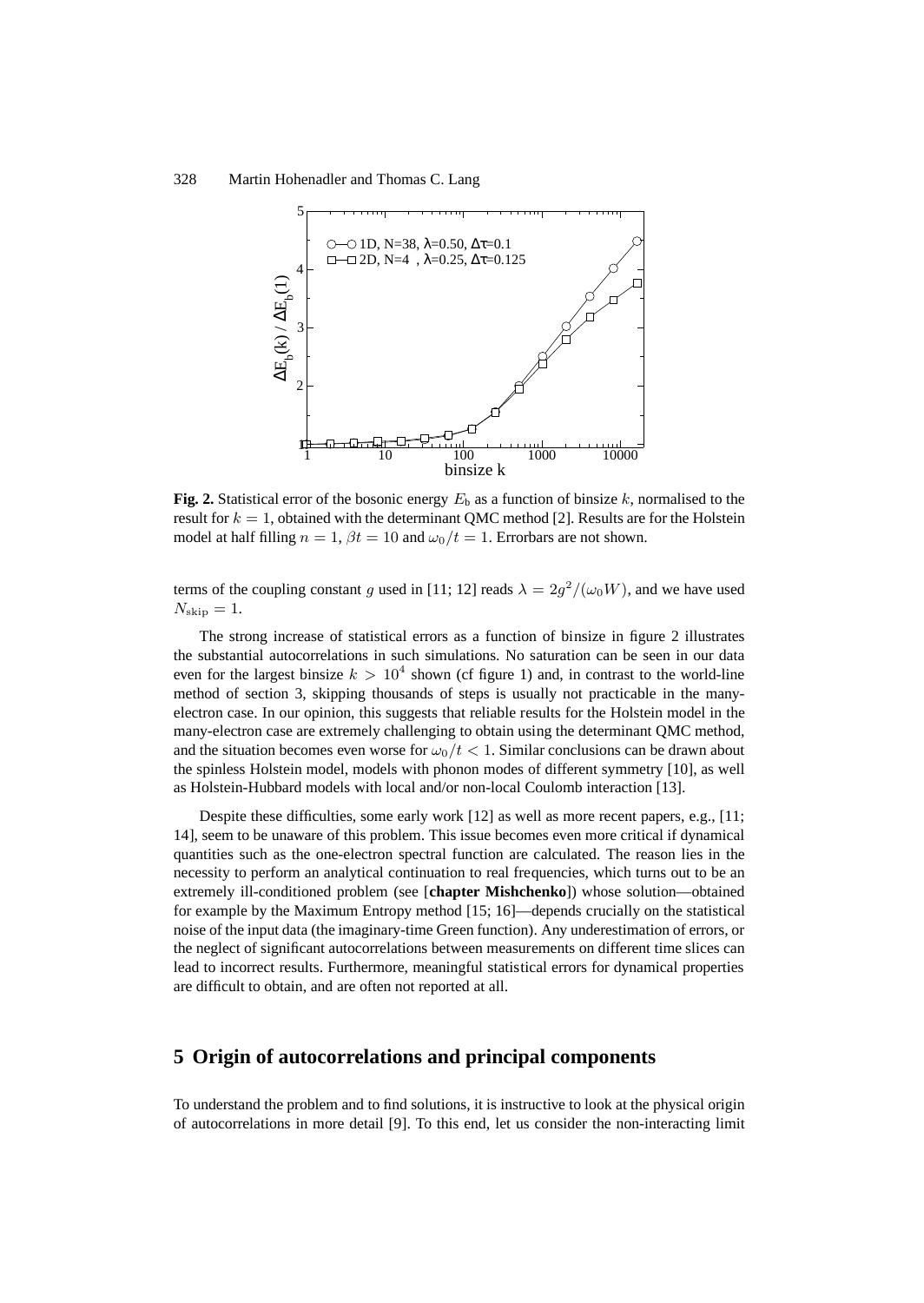Fig. 2. Statistical error of the bosonic energy $E_b$ as a function of binsize $k$, normalised to the result for $k = 1$, obtained with the determinant QMC method [2]. Results are for the Holstein model at half filling $n = 1$, $\beta t = 10$ and $\omega_0/t = 1$. Errorbars are not shown.

terms of the coupling constant $g$ used in [11; 12] reads $\lambda = 2g^2/(\omega_0 W)$, and we have used $N_{\mathrm{skip}} = 1$.

The strong increase of statistical errors as a function of binsize in figure 2 illustrates the substantial autocorrelations in such simulations. No saturation can be seen in our data even for the largest binsize $k > 10^4$ shown (cf figure 1) and, in contrast to the world-line method of section 3, skipping thousands of steps is usually not practicable in the many-electron case. In our opinion, this suggests that reliable results for the Holstein model in the many-electron case are extremely challenging to obtain using the determinant QMC method, and the situation becomes even worse for $\omega_0/t < 1$. Similar conclusions can be drawn about the spinless Holstein model, models with phonon modes of different symmetry [10], as well as Holstein-Hubbard models with local and/or non-local Coulomb interaction [13].

Despite these difficulties, some early work [12] as well as more recent papers, e.g., [11; 14], seem to be unaware of this problem. This issue becomes even more critical if dynamical quantities such as the one-electron spectral function are calculated. The reason lies in the necessity to perform an analytical continuation to real frequencies, which turns out to be an extremely ill-conditioned problem (see [**chapter Mishchenko**]) whose solution—obtained for example by the Maximum Entropy method [15; 16]—depends crucially on the statistical noise of the input data (the imaginary-time Green function). Any underestimation of errors, or the neglect of significant autocorrelations between measurements on different time slices can lead to incorrect results. Furthermore, meaningful statistical errors for dynamical properties are difficult to obtain, and are often not reported at all.

## 5 Origin of autocorrelations and principal components

To understand the problem and to find solutions, it is instructive to look at the physical origin of autocorrelations in more detail [9]. To this end, let us consider the non-interacting limit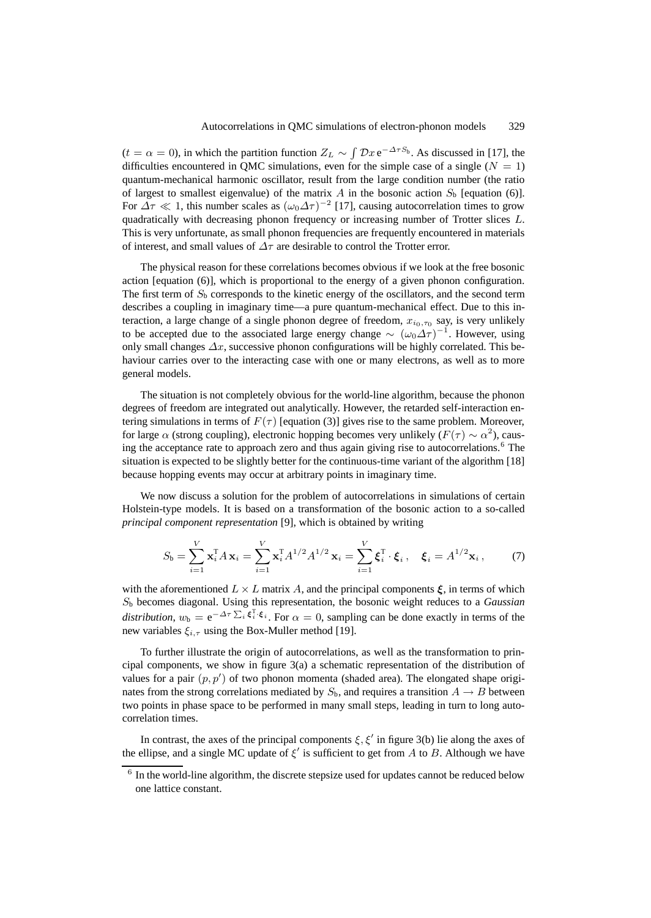($t = \alpha = 0$), in which the partition function $Z_L \sim \int \mathcal{D}x \, \mathrm{e}^{-\Delta\tau S_\mathrm{b}}$. As discussed in [17], the difficulties encountered in QMC simulations, even for the simple case of a single ($N = 1$) quantum-mechanical harmonic oscillator, result from the large condition number (the ratio of largest to smallest eigenvalue) of the matrix $A$ in the bosonic action $S_\mathrm{b}$ [equation (6)]. For $\Delta\tau \ll 1$, this number scales as $(\omega_0 \Delta\tau)^{-2}$ [17], causing autocorrelation times to grow quadratically with decreasing phonon frequency or increasing number of Trotter slices $L$. This is very unfortunate, as small phonon frequencies are frequently encountered in materials of interest, and small values of $\Delta\tau$ are desirable to control the Trotter error.

The physical reason for these correlations becomes obvious if we look at the free bosonic action [equation (6)], which is proportional to the energy of a given phonon configuration. The first term of $S_\mathrm{b}$ corresponds to the kinetic energy of the oscillators, and the second term describes a coupling in imaginary time—a pure quantum-mechanical effect. Due to this interaction, a large change of a single phonon degree of freedom, $x_{i_0,\tau_0}$ say, is very unlikely to be accepted due to the associated large energy change $\sim (\omega_0 \Delta\tau)^{-1}$. However, using only small changes $\Delta x$, successive phonon configurations will be highly correlated. This behaviour carries over to the interacting case with one or many electrons, as well as to more general models.

The situation is not completely obvious for the world-line algorithm, because the phonon degrees of freedom are integrated out analytically. However, the retarded self-interaction entering simulations in terms of $F(\tau)$ [equation (3)] gives rise to the same problem. Moreover, for large $\alpha$ (strong coupling), electronic hopping becomes very unlikely ($F(\tau) \sim \alpha^2$), causing the acceptance rate to approach zero and thus again giving rise to autocorrelations.[6] The situation is expected to be slightly better for the continuous-time variant of the algorithm [18] because hopping events may occur at arbitrary points in imaginary time.

We now discuss a solution for the problem of autocorrelations in simulations of certain Holstein-type models. It is based on a transformation of the bosonic action to a so-called *principal component representation* [9], which is obtained by writing

$$S_\mathrm{b} = \sum_{i=1}^{V} \mathbf{x}_i^\mathrm{T} A \, \mathbf{x}_i = \sum_{i=1}^{V} \mathbf{x}_i^\mathrm{T} A^{1/2} A^{1/2} \, \mathbf{x}_i = \sum_{i=1}^{V} \boldsymbol{\xi}_i^\mathrm{T} \cdot \boldsymbol{\xi}_i \, , \quad \boldsymbol{\xi}_i = A^{1/2} \mathbf{x}_i \, , \tag{7}$$

with the aforementioned $L \times L$ matrix $A$, and the principal components $\boldsymbol{\xi}$, in terms of which $S_\mathrm{b}$ becomes diagonal. Using this representation, the bosonic weight reduces to a *Gaussian distribution*, $w_\mathrm{b} = \mathrm{e}^{-\Delta\tau \sum_i \boldsymbol{\xi}_i^\mathrm{T} \cdot \boldsymbol{\xi}_i}$. For $\alpha = 0$, sampling can be done exactly in terms of the new variables $\xi_{i,\tau}$ using the Box-Muller method [19].

To further illustrate the origin of autocorrelations, as well as the transformation to principal components, we show in figure 3(a) a schematic representation of the distribution of values for a pair $(p, p')$ of two phonon momenta (shaded area). The elongated shape originates from the strong correlations mediated by $S_\mathrm{b}$, and requires a transition $A \to B$ between two points in phase space to be performed in many small steps, leading in turn to long autocorrelation times.

In contrast, the axes of the principal components $\xi, \xi'$ in figure 3(b) lie along the axes of the ellipse, and a single MC update of $\xi'$ is sufficient to get from $A$ to $B$. Although we have

---

[6] In the world-line algorithm, the discrete stepsize used for updates cannot be reduced below one lattice constant.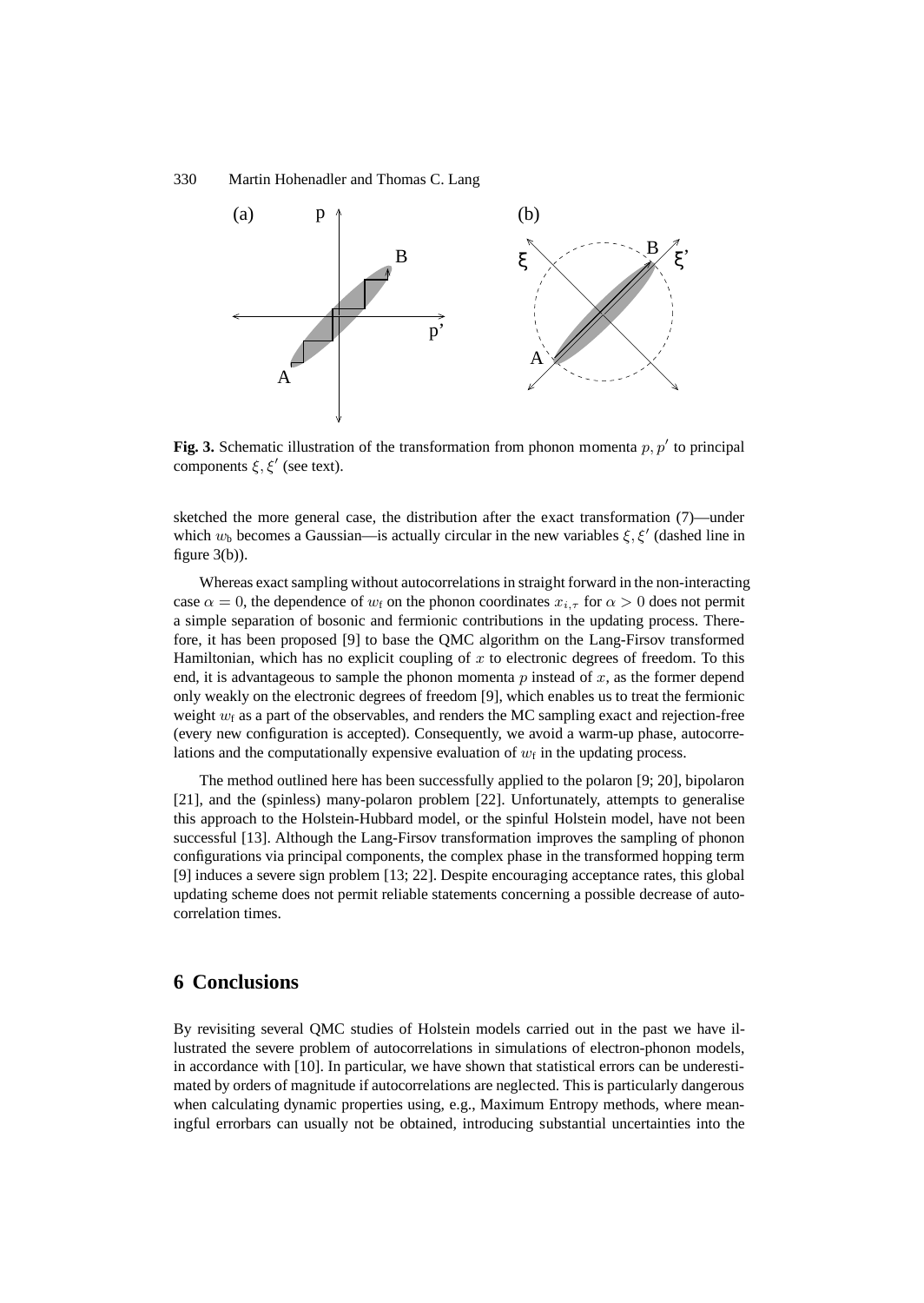**Fig. 3.** Schematic illustration of the transformation from phonon momenta $p, p'$ to principal components $\xi, \xi'$ (see text).

sketched the more general case, the distribution after the exact transformation (7)—under which $w_\mathrm{b}$ becomes a Gaussian—is actually circular in the new variables $\xi, \xi'$ (dashed line in figure 3(b)).

Whereas exact sampling without autocorrelations in straight forward in the non-interacting case $\alpha = 0$, the dependence of $w_\mathrm{f}$ on the phonon coordinates $x_{i,\tau}$ for $\alpha > 0$ does not permit a simple separation of bosonic and fermionic contributions in the updating process. Therefore, it has been proposed [9] to base the QMC algorithm on the Lang-Firsov transformed Hamiltonian, which has no explicit coupling of $x$ to electronic degrees of freedom. To this end, it is advantageous to sample the phonon momenta $p$ instead of $x$, as the former depend only weakly on the electronic degrees of freedom [9], which enables us to treat the fermionic weight $w_\mathrm{f}$ as a part of the observables, and renders the MC sampling exact and rejection-free (every new configuration is accepted). Consequently, we avoid a warm-up phase, autocorrelations and the computationally expensive evaluation of $w_\mathrm{f}$ in the updating process.

The method outlined here has been successfully applied to the polaron [9; 20], bipolaron [21], and the (spinless) many-polaron problem [22]. Unfortunately, attempts to generalise this approach to the Holstein-Hubbard model, or the spinful Holstein model, have not been successful [13]. Although the Lang-Firsov transformation improves the sampling of phonon configurations via principal components, the complex phase in the transformed hopping term [9] induces a severe sign problem [13; 22]. Despite encouraging acceptance rates, this global updating scheme does not permit reliable statements concerning a possible decrease of autocorrelation times.

## 6 Conclusions

By revisiting several QMC studies of Holstein models carried out in the past we have illustrated the severe problem of autocorrelations in simulations of electron-phonon models, in accordance with [10]. In particular, we have shown that statistical errors can be underestimated by orders of magnitude if autocorrelations are neglected. This is particularly dangerous when calculating dynamic properties using, e.g., Maximum Entropy methods, where meaningful errorbars can usually not be obtained, introducing substantial uncertainties into the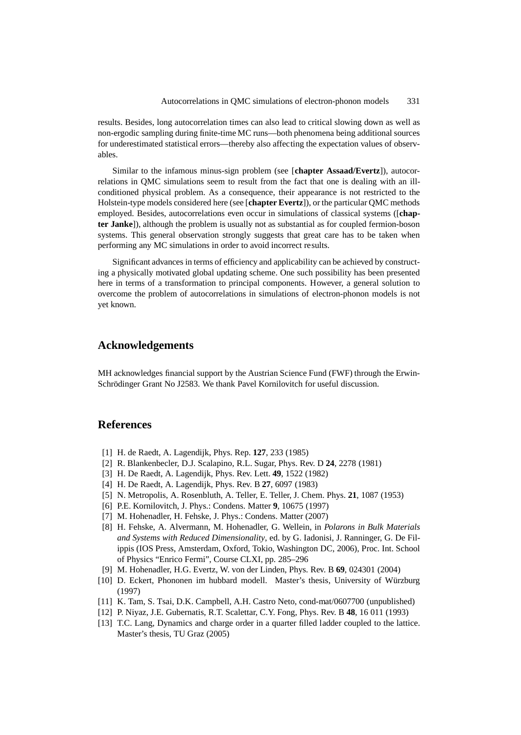results. Besides, long autocorrelation times can also lead to critical slowing down as well as non-ergodic sampling during finite-time MC runs—both phenomena being additional sources for underestimated statistical errors—thereby also affecting the expectation values of observables.

Similar to the infamous minus-sign problem (see [**chapter Assaad/Evertz**]), autocorrelations in QMC simulations seem to result from the fact that one is dealing with an ill-conditioned physical problem. As a consequence, their appearance is not restricted to the Holstein-type models considered here (see [**chapter Evertz**]), or the particular QMC methods employed. Besides, autocorrelations even occur in simulations of classical systems ([**chapter Janke**]), although the problem is usually not as substantial as for coupled fermion-boson systems. This general observation strongly suggests that great care has to be taken when performing any MC simulations in order to avoid incorrect results.

Significant advances in terms of efficiency and applicability can be achieved by constructing a physically motivated global updating scheme. One such possibility has been presented here in terms of a transformation to principal components. However, a general solution to overcome the problem of autocorrelations in simulations of electron-phonon models is not yet known.

## Acknowledgements

MH acknowledges financial support by the Austrian Science Fund (FWF) through the Erwin-Schrödinger Grant No J2583. We thank Pavel Kornilovitch for useful discussion.

## References

[1] H. de Raedt, A. Lagendijk, Phys. Rep. **127**, 233 (1985)
[2] R. Blankenbecler, D.J. Scalapino, R.L. Sugar, Phys. Rev. D **24**, 2278 (1981)
[3] H. De Raedt, A. Lagendijk, Phys. Rev. Lett. **49**, 1522 (1982)
[4] H. De Raedt, A. Lagendijk, Phys. Rev. B **27**, 6097 (1983)
[5] N. Metropolis, A. Rosenbluth, A. Teller, E. Teller, J. Chem. Phys. **21**, 1087 (1953)
[6] P.E. Kornilovitch, J. Phys.: Condens. Matter **9**, 10675 (1997)
[7] M. Hohenadler, H. Fehske, J. Phys.: Condens. Matter (2007)
[8] H. Fehske, A. Alvermann, M. Hohenadler, G. Wellein, in *Polarons in Bulk Materials and Systems with Reduced Dimensionality*, ed. by G. Iadonisi, J. Ranninger, G. De Filippis (IOS Press, Amsterdam, Oxford, Tokio, Washington DC, 2006), Proc. Int. School of Physics "Enrico Fermi", Course CLXI, pp. 285–296
[9] M. Hohenadler, H.G. Evertz, W. von der Linden, Phys. Rev. B **69**, 024301 (2004)
[10] D. Eckert, Phononen im hubbard modell. Master's thesis, University of Würzburg (1997)
[11] K. Tam, S. Tsai, D.K. Campbell, A.H. Castro Neto, cond-mat/0607700 (unpublished)
[12] P. Niyaz, J.E. Gubernatis, R.T. Scalettar, C.Y. Fong, Phys. Rev. B **48**, 16 011 (1993)
[13] T.C. Lang, Dynamics and charge order in a quarter filled ladder coupled to the lattice. Master's thesis, TU Graz (2005)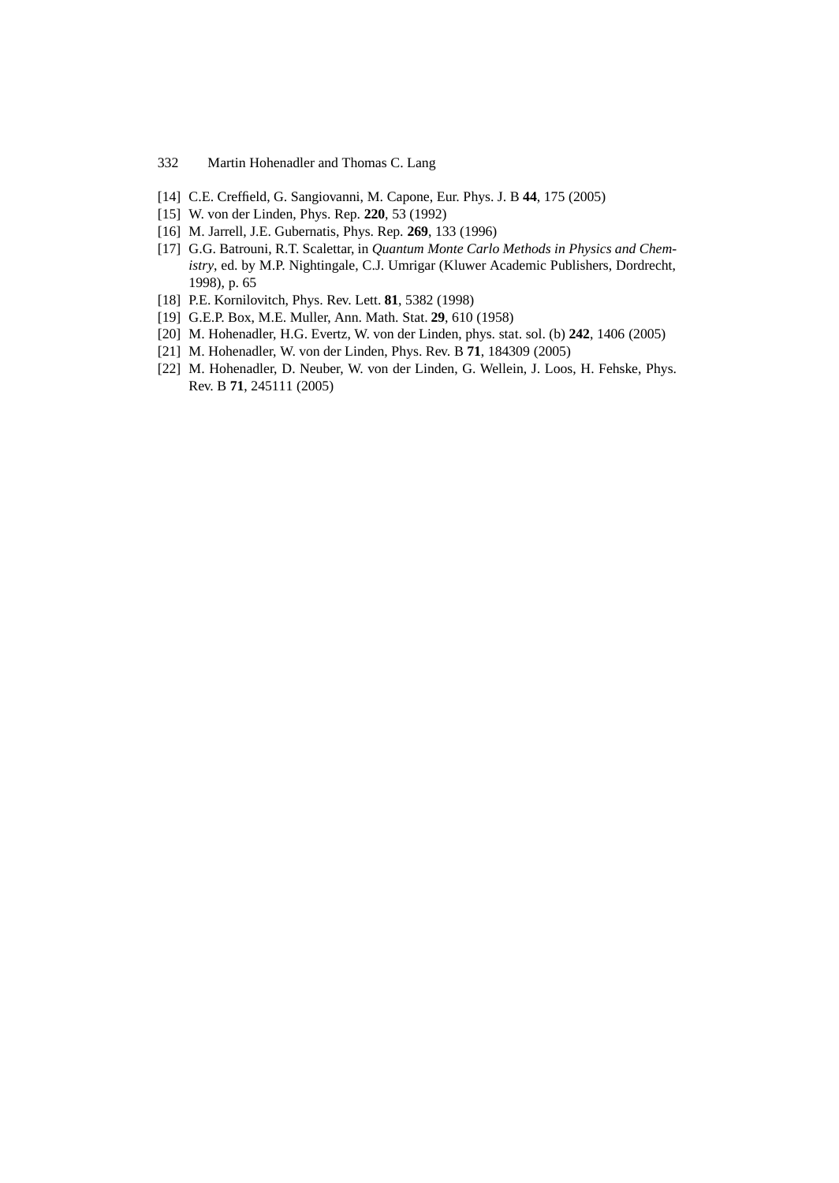[14] C.E. Creffield, G. Sangiovanni, M. Capone, Eur. Phys. J. B **44**, 175 (2005)
[15] W. von der Linden, Phys. Rep. **220**, 53 (1992)
[16] M. Jarrell, J.E. Gubernatis, Phys. Rep. **269**, 133 (1996)
[17] G.G. Batrouni, R.T. Scalettar, in *Quantum Monte Carlo Methods in Physics and Chemistry*, ed. by M.P. Nightingale, C.J. Umrigar (Kluwer Academic Publishers, Dordrecht, 1998), p. 65
[18] P.E. Kornilovitch, Phys. Rev. Lett. **81**, 5382 (1998)
[19] G.E.P. Box, M.E. Muller, Ann. Math. Stat. **29**, 610 (1958)
[20] M. Hohenadler, H.G. Evertz, W. von der Linden, phys. stat. sol. (b) **242**, 1406 (2005)
[21] M. Hohenadler, W. von der Linden, Phys. Rev. B **71**, 184309 (2005)
[22] M. Hohenadler, D. Neuber, W. von der Linden, G. Wellein, J. Loos, H. Fehske, Phys. Rev. B **71**, 245111 (2005)